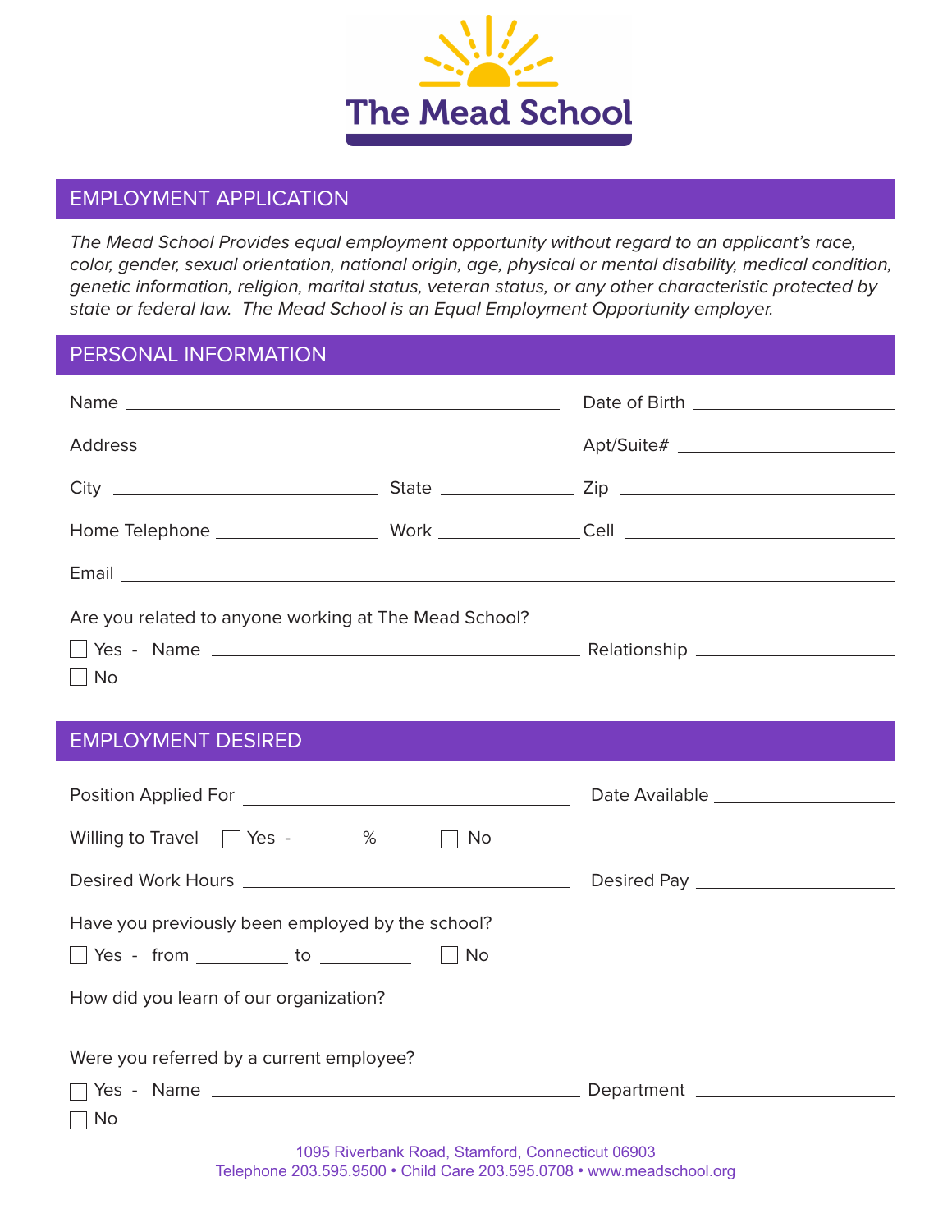# The Mead School

## EMPLOYMENT APPLICATION

*The Mead School Provides equal employment opportunity without regard to an applicant's race, color, gender, sexual orientation, national origin, age, physical or mental disability, medical condition, genetic information, religion, marital status, veteran status, or any other characteristic protected by state or federal law. The Mead School is an Equal Employment Opportunity employer.*

## PERSONAL INFORMATION

Name ______________________________ Date of Birth ______________

Address ______________________________ Apt/Suite# ______________

City ______________ State __________ Zip ______________

Home Telephone ______________ Work ______________ Cell ______________

Email ______________________________________________

Are you related to anyone working at The Mead School?

☐ Yes - Name ______________________________ Relationship ______________

☐ No

## EMPLOYMENT DESIRED

Position Applied For ______________________________ Date Available ______________

Willing to Travel ☐ Yes - ______% ☐ No

Desired Work Hours ______________________________ Desired Pay ______________

Have you previously been employed by the school?

☐ Yes - from __________ to __________ ☐ No

How did you learn of our organization?

Were you referred by a current employee?

☐ Yes - Name ______________________________ Department ______________

☐ No

1095 Riverbank Road, Stamford, Connecticut 06903
Telephone 203.595.9500 • Child Care 203.595.0708 • www.meadschool.org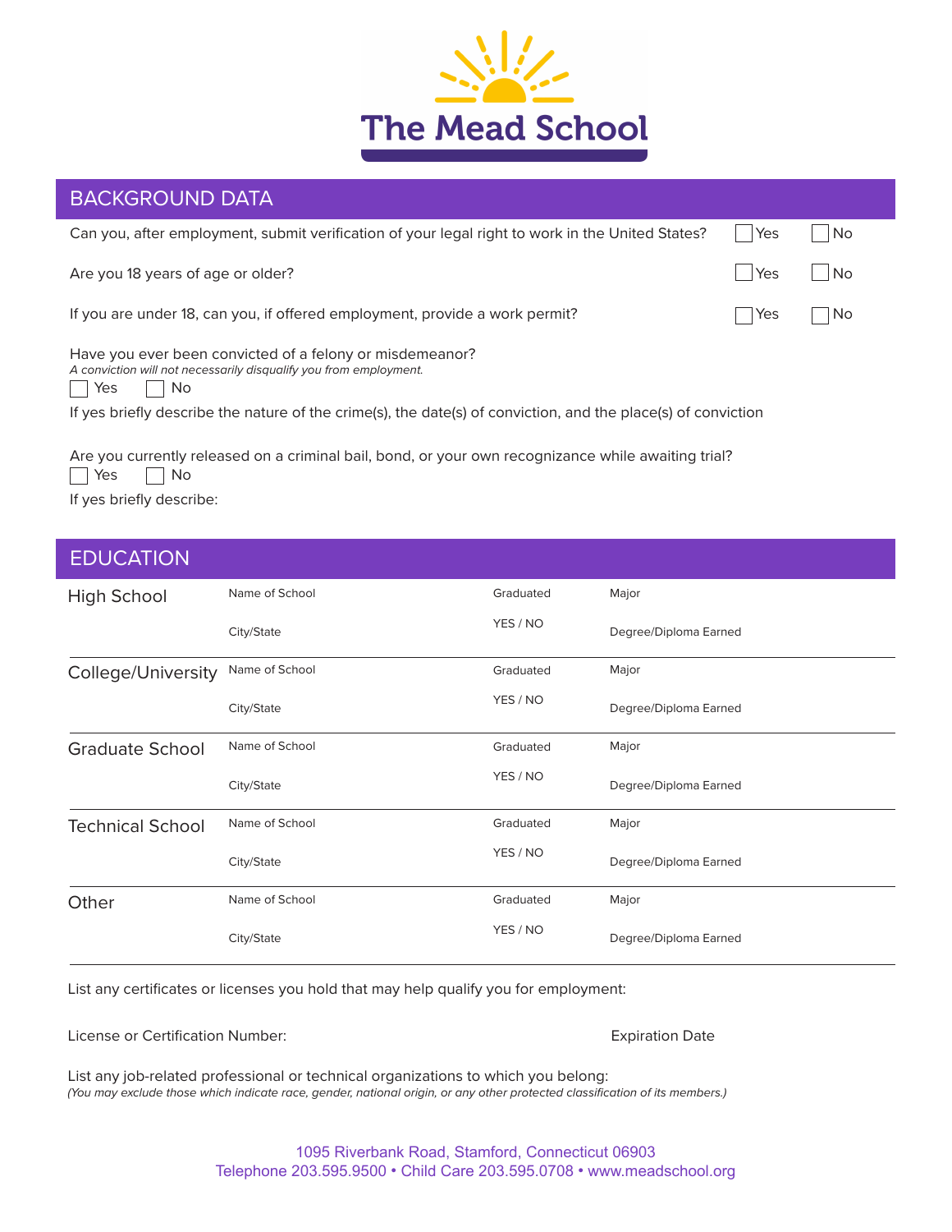# The Mead School

## BACKGROUND DATA

Can you, after employment, submit verification of your legal right to work in the United States? ☐ Yes ☐ No

Are you 18 years of age or older? ☐ Yes ☐ No

If you are under 18, can you, if offered employment, provide a work permit? ☐ Yes ☐ No

Have you ever been convicted of a felony or misdemeanor?
*A conviction will not necessarily disqualify you from employment.*
☐ Yes ☐ No

If yes briefly describe the nature of the crime(s), the date(s) of conviction, and the place(s) of conviction

Are you currently released on a criminal bail, bond, or your own recognizance while awaiting trial?
☐ Yes ☐ No

If yes briefly describe:

## EDUCATION

| | | | |
|---|---|---|---|
| High School | Name of School | Graduated | Major |
| | City/State | YES / NO | Degree/Diploma Earned |
| College/University | Name of School | Graduated | Major |
| | City/State | YES / NO | Degree/Diploma Earned |
| Graduate School | Name of School | Graduated | Major |
| | City/State | YES / NO | Degree/Diploma Earned |
| Technical School | Name of School | Graduated | Major |
| | City/State | YES / NO | Degree/Diploma Earned |
| Other | Name of School | Graduated | Major |
| | City/State | YES / NO | Degree/Diploma Earned |

List any certificates or licenses you hold that may help qualify you for employment:

License or Certification Number: Expiration Date

List any job-related professional or technical organizations to which you belong:
*(You may exclude those which indicate race, gender, national origin, or any other protected classification of its members.)*

1095 Riverbank Road, Stamford, Connecticut 06903
Telephone 203.595.9500 • Child Care 203.595.0708 • www.meadschool.org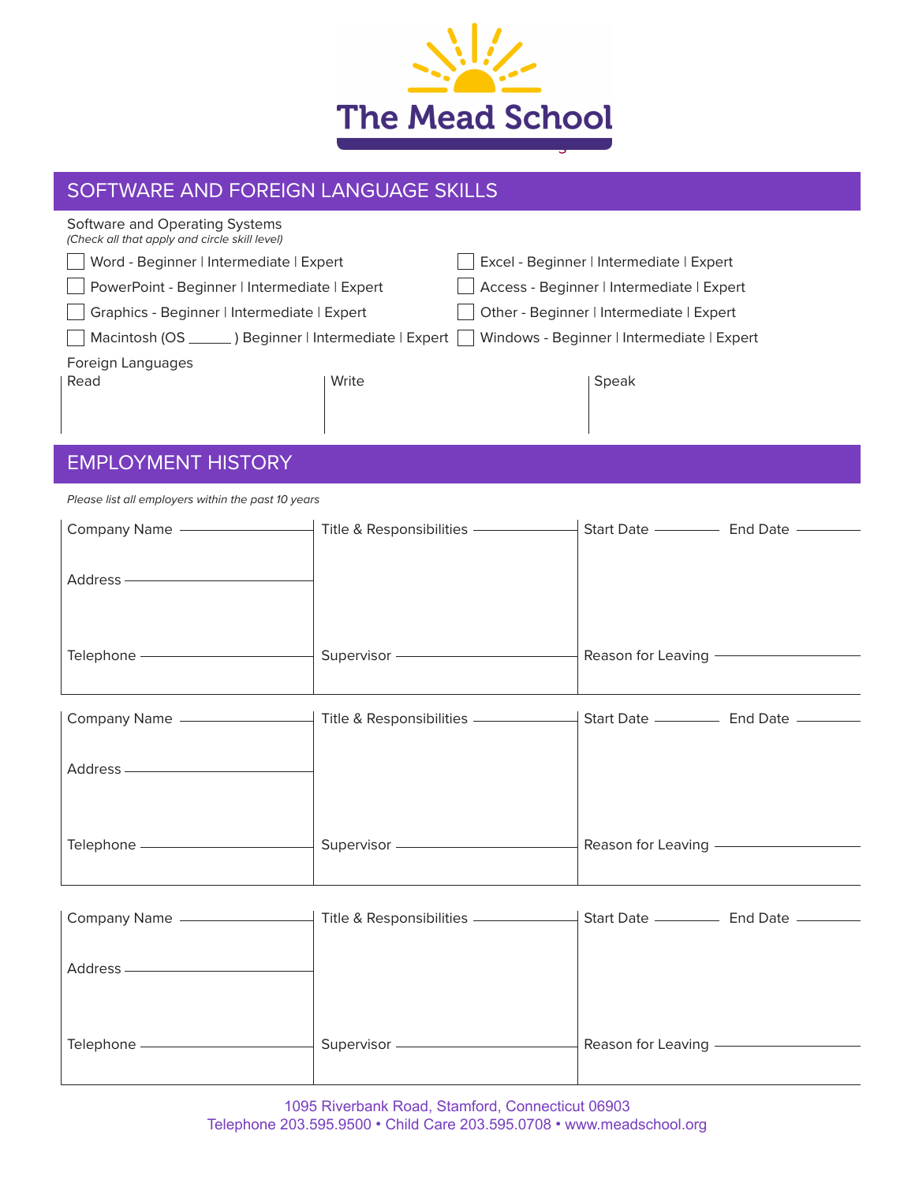# The Mead School

## SOFTWARE AND FOREIGN LANGUAGE SKILLS

Software and Operating Systems
*(Check all that apply and circle skill level)*

- ☐ Word - Beginner | Intermediate | Expert
- ☐ PowerPoint - Beginner | Intermediate | Expert
- ☐ Graphics - Beginner | Intermediate | Expert
- ☐ Macintosh (OS ______ ) Beginner | Intermediate | Expert
- ☐ Excel - Beginner | Intermediate | Expert
- ☐ Access - Beginner | Intermediate | Expert
- ☐ Other - Beginner | Intermediate | Expert
- ☐ Windows - Beginner | Intermediate | Expert

Foreign Languages

| Read | Write | Speak |
|---|---|---|
| | | |

## EMPLOYMENT HISTORY

*Please list all employers within the past 10 years*

| Company Name ______ | Title & Responsibilities ______ | Start Date ______ End Date ______ |
|---|---|---|
| Address ______ | | |
| Telephone ______ | Supervisor ______ | Reason for Leaving ______ |

| Company Name ______ | Title & Responsibilities ______ | Start Date ______ End Date ______ |
|---|---|---|
| Address ______ | | |
| Telephone ______ | Supervisor ______ | Reason for Leaving ______ |

| Company Name ______ | Title & Responsibilities ______ | Start Date ______ End Date ______ |
|---|---|---|
| Address ______ | | |
| Telephone ______ | Supervisor ______ | Reason for Leaving ______ |

1095 Riverbank Road, Stamford, Connecticut 06903
Telephone 203.595.9500 • Child Care 203.595.0708 • www.meadschool.org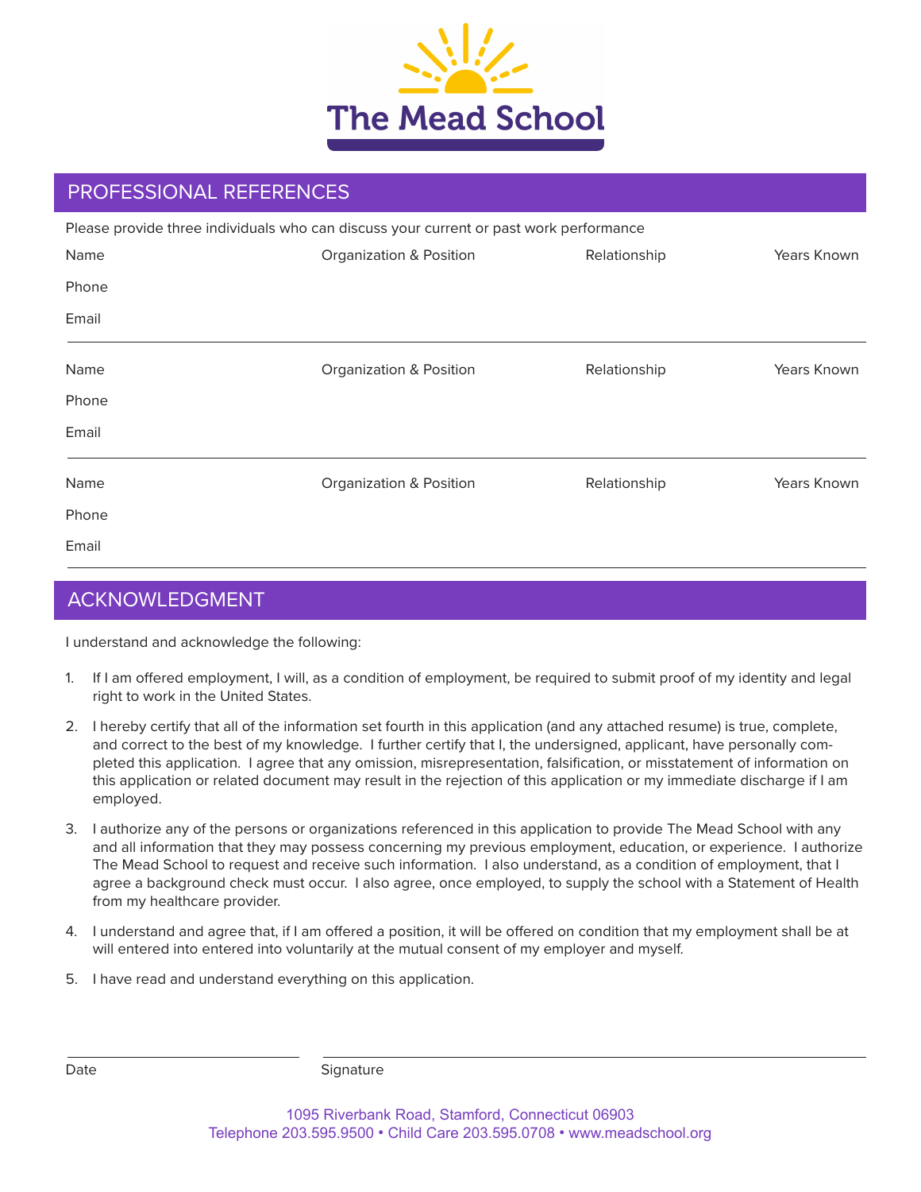The Mead School

## PROFESSIONAL REFERENCES

Please provide three individuals who can discuss your current or past work performance

| Name | Organization & Position | Relationship | Years Known |
|---|---|---|---|
| Phone | | | |
| Email | | | |

| Name | Organization & Position | Relationship | Years Known |
|---|---|---|---|
| Phone | | | |
| Email | | | |

| Name | Organization & Position | Relationship | Years Known |
|---|---|---|---|
| Phone | | | |
| Email | | | |

## ACKNOWLEDGMENT

I understand and acknowledge the following:

1. If I am offered employment, I will, as a condition of employment, be required to submit proof of my identity and legal right to work in the United States.
2. I hereby certify that all of the information set fourth in this application (and any attached resume) is true, complete, and correct to the best of my knowledge. I further certify that I, the undersigned, applicant, have personally completed this application. I agree that any omission, misrepresentation, falsification, or misstatement of information on this application or related document may result in the rejection of this application or my immediate discharge if I am employed.
3. I authorize any of the persons or organizations referenced in this application to provide The Mead School with any and all information that they may possess concerning my previous employment, education, or experience. I authorize The Mead School to request and receive such information. I also understand, as a condition of employment, that I agree a background check must occur. I also agree, once employed, to supply the school with a Statement of Health from my healthcare provider.
4. I understand and agree that, if I am offered a position, it will be offered on condition that my employment shall be at will entered into entered into voluntarily at the mutual consent of my employer and myself.
5. I have read and understand everything on this application.

Date ____________________ Signature ____________________

1095 Riverbank Road, Stamford, Connecticut 06903
Telephone 203.595.9500 • Child Care 203.595.0708 • www.meadschool.org